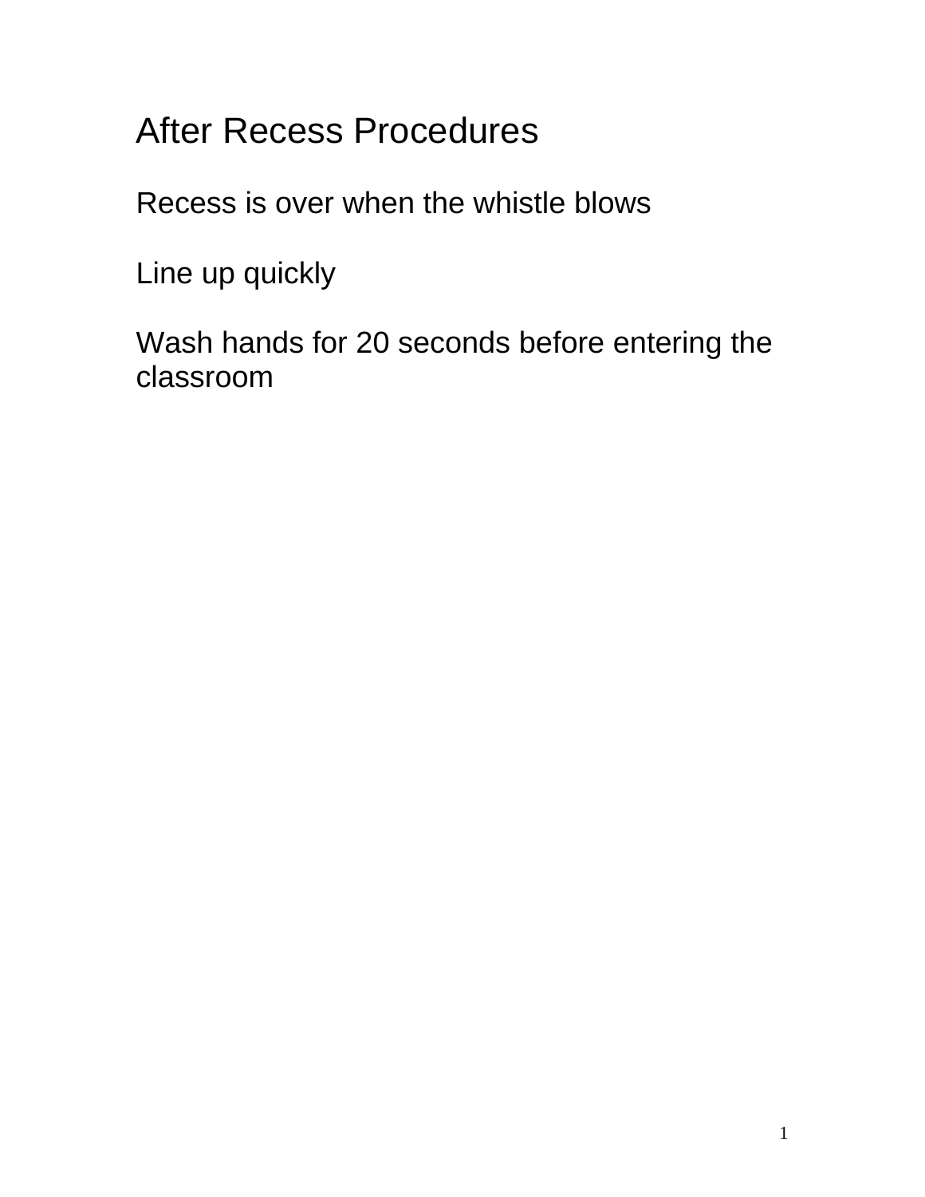# After Recess Procedures

Recess is over when the whistle blows

Line up quickly

Wash hands for 20 seconds before entering the classroom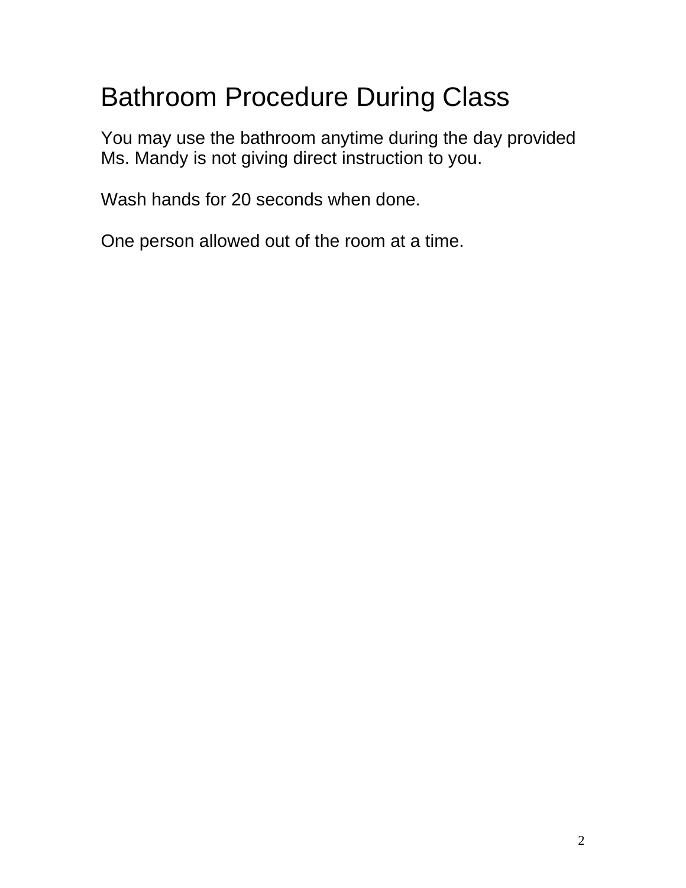# Bathroom Procedure During Class

You may use the bathroom anytime during the day provided Ms. Mandy is not giving direct instruction to you.

Wash hands for 20 seconds when done.

One person allowed out of the room at a time.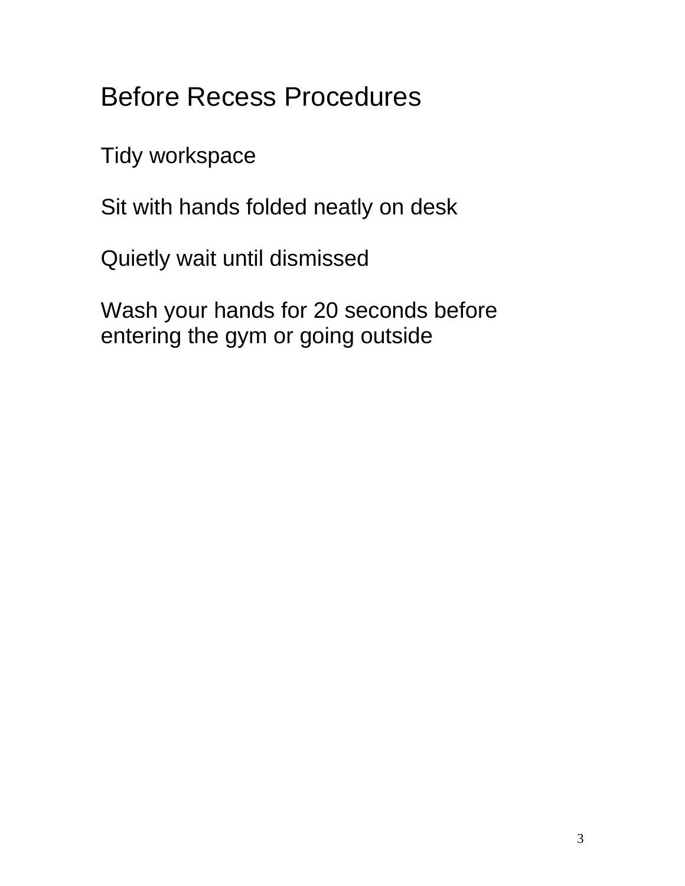# Before Recess Procedures

Tidy workspace

Sit with hands folded neatly on desk

Quietly wait until dismissed

Wash your hands for 20 seconds before entering the gym or going outside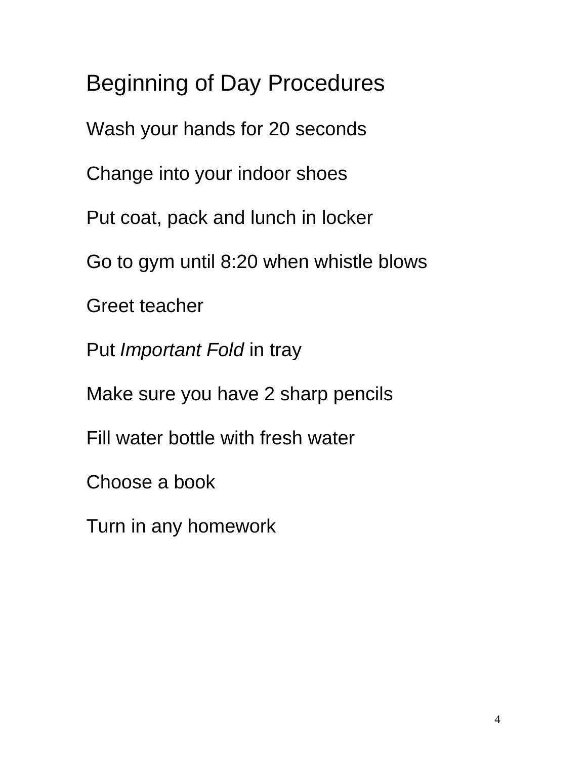# Beginning of Day Procedures

Wash your hands for 20 seconds

Change into your indoor shoes

Put coat, pack and lunch in locker

Go to gym until 8:20 when whistle blows

Greet teacher

Put *Important Fold* in tray

Make sure you have 2 sharp pencils

Fill water bottle with fresh water

Choose a book

Turn in any homework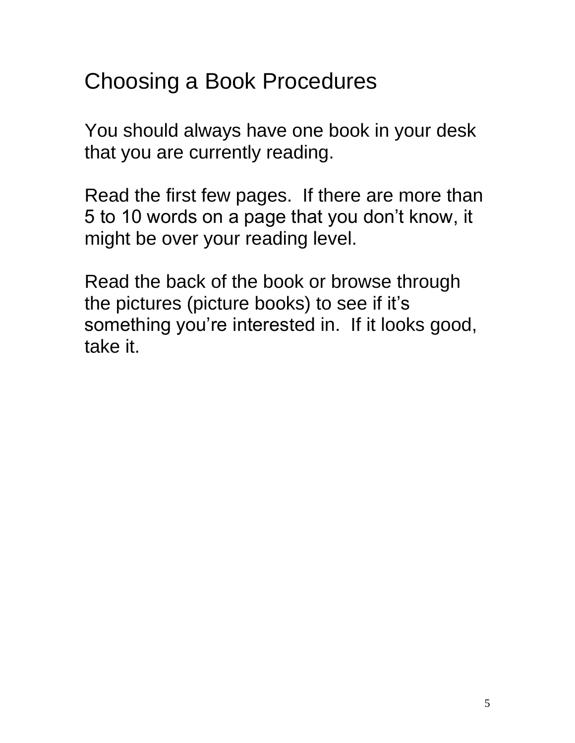# Choosing a Book Procedures

You should always have one book in your desk that you are currently reading.

Read the first few pages. If there are more than 5 to 10 words on a page that you don't know, it might be over your reading level.

Read the back of the book or browse through the pictures (picture books) to see if it's something you're interested in. If it looks good, take it.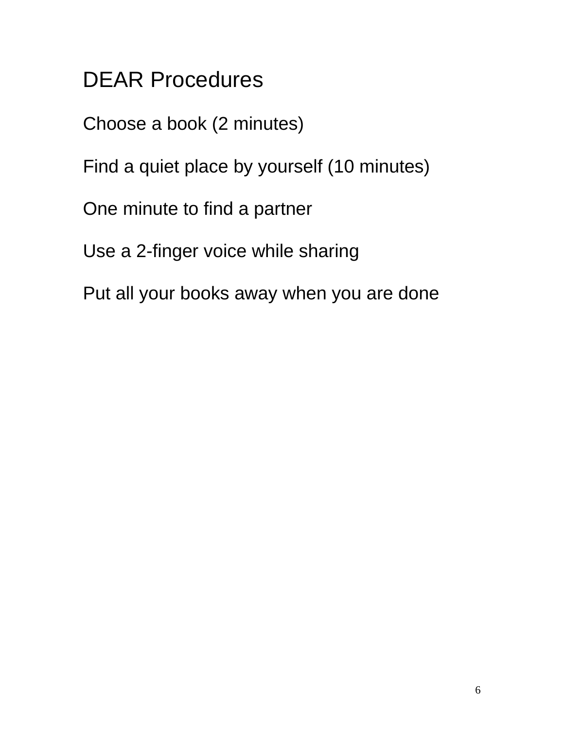# DEAR Procedures

Choose a book (2 minutes)

Find a quiet place by yourself (10 minutes)

One minute to find a partner

Use a 2-finger voice while sharing

Put all your books away when you are done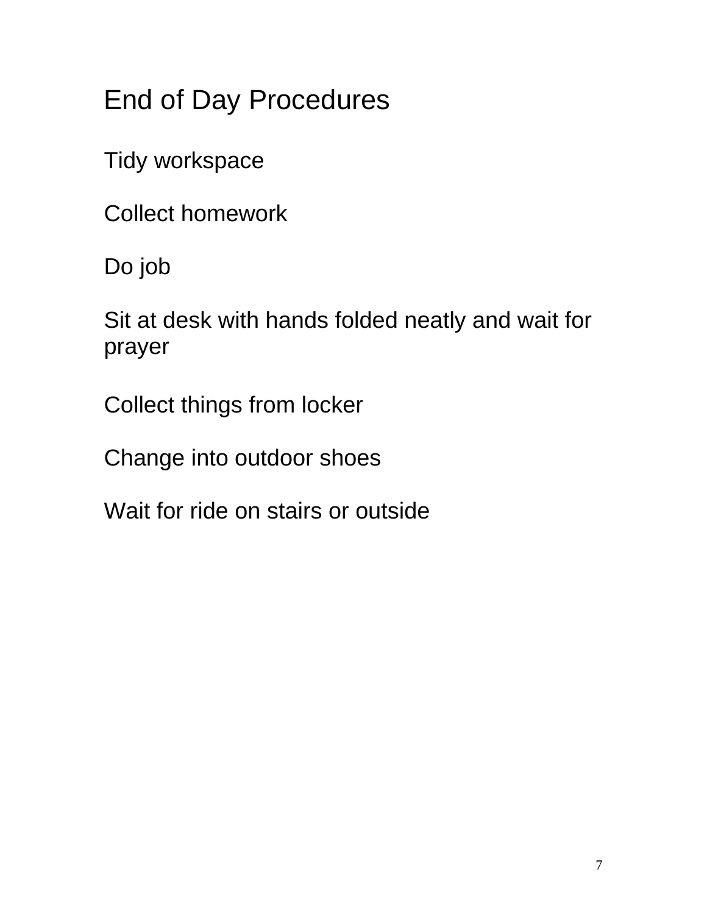# End of Day Procedures

Tidy workspace

Collect homework

Do job

Sit at desk with hands folded neatly and wait for prayer

Collect things from locker

Change into outdoor shoes

Wait for ride on stairs or outside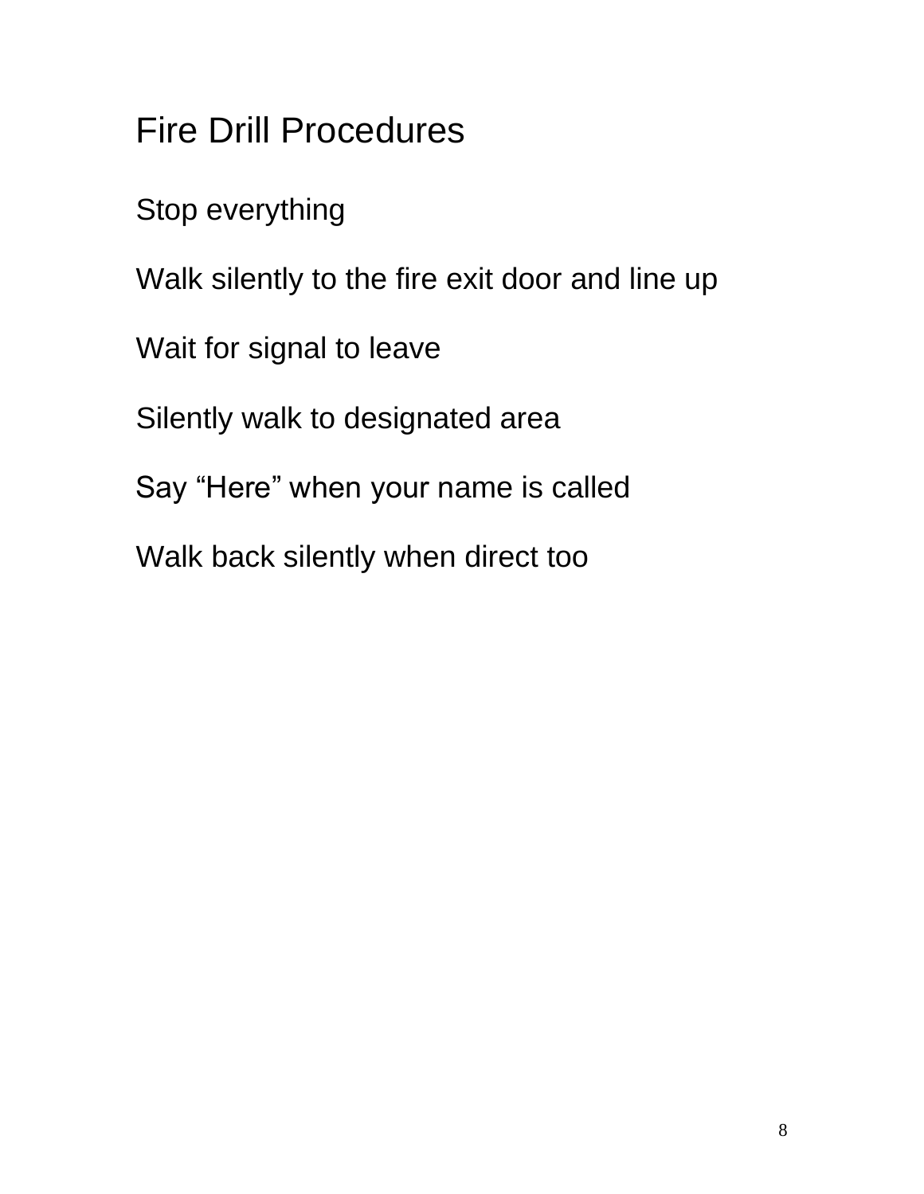# Fire Drill Procedures

Stop everything

Walk silently to the fire exit door and line up

Wait for signal to leave

Silently walk to designated area

Say “Here” when your name is called

Walk back silently when direct too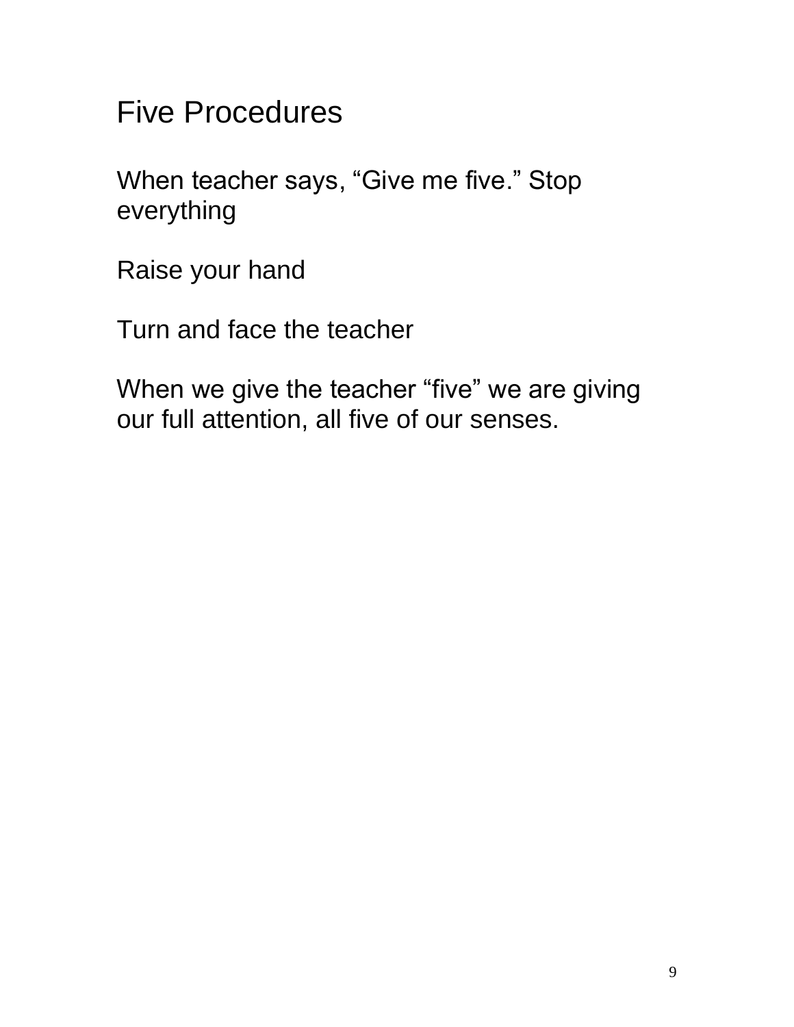# Five Procedures

When teacher says, “Give me five.” Stop everything

Raise your hand

Turn and face the teacher

When we give the teacher “five” we are giving our full attention, all five of our senses.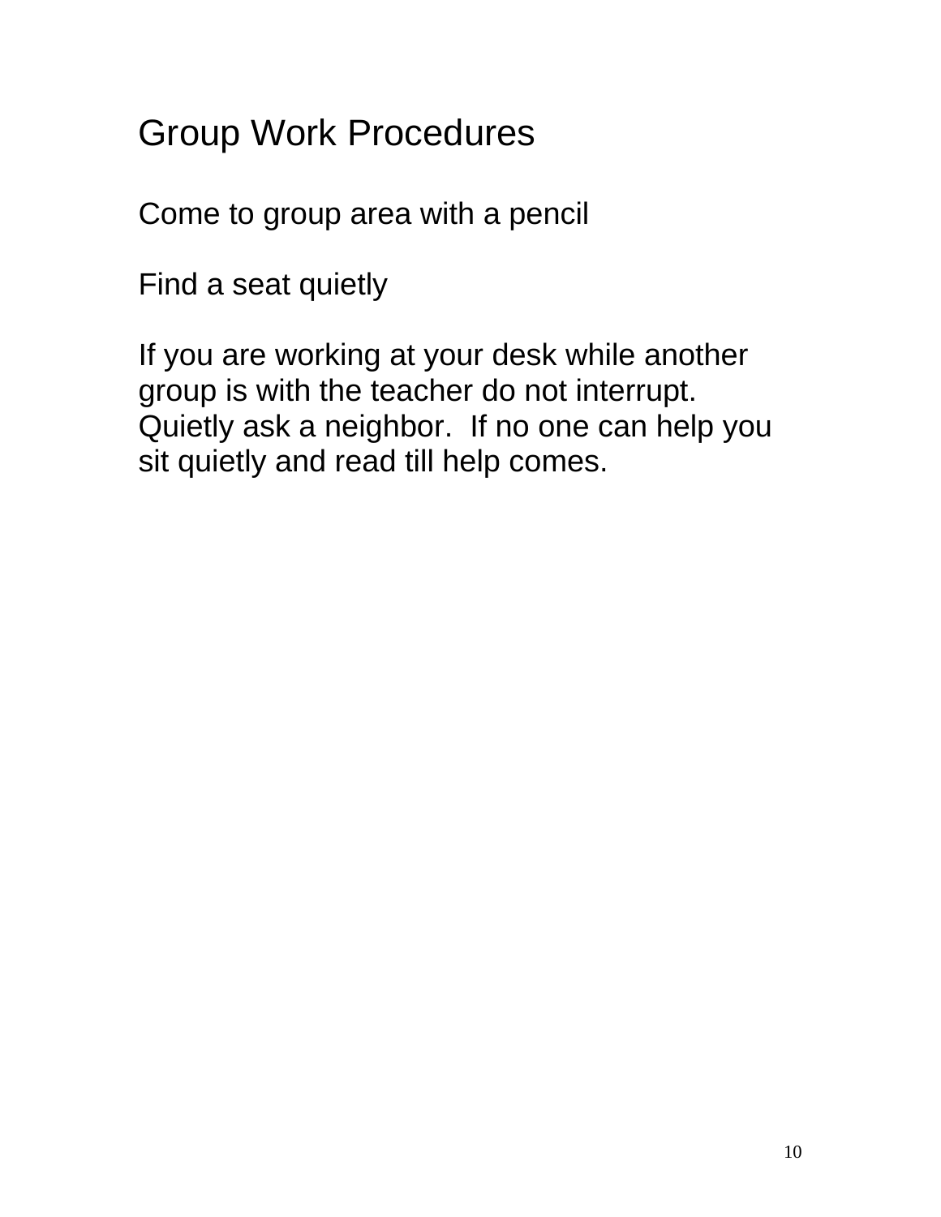# Group Work Procedures

Come to group area with a pencil

Find a seat quietly

If you are working at your desk while another group is with the teacher do not interrupt. Quietly ask a neighbor. If no one can help you sit quietly and read till help comes.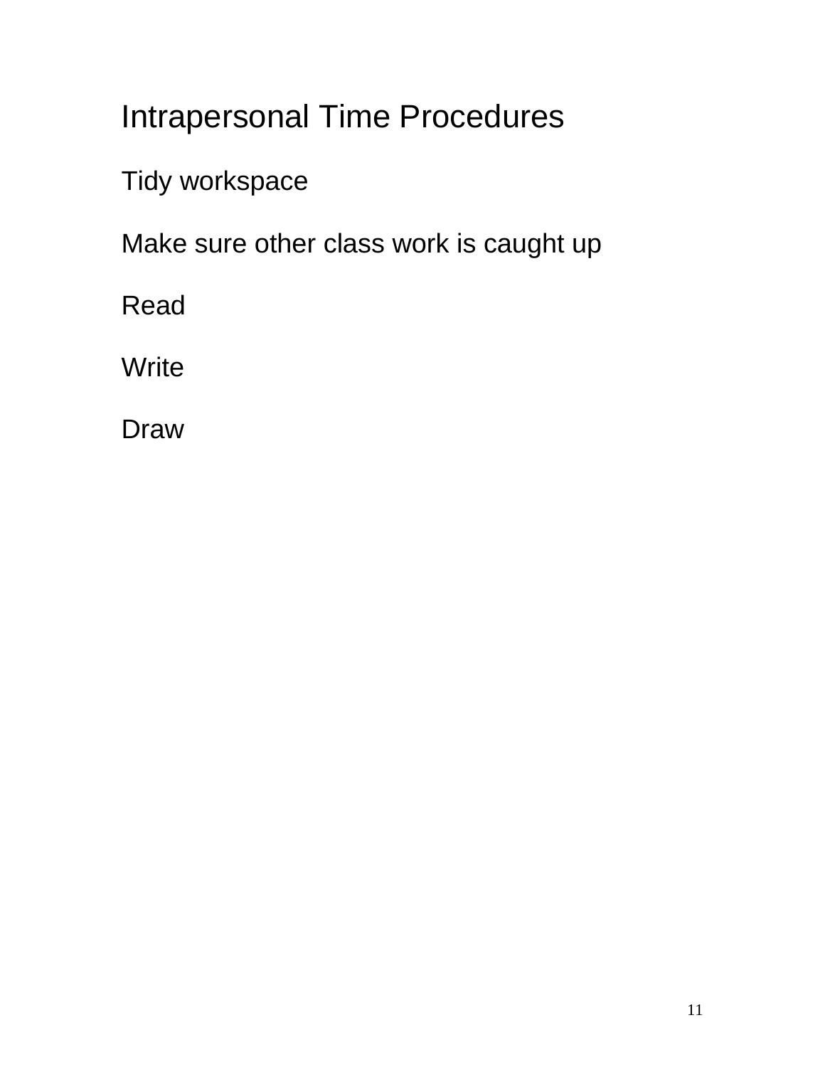# Intrapersonal Time Procedures

Tidy workspace

Make sure other class work is caught up

Read

Write

Draw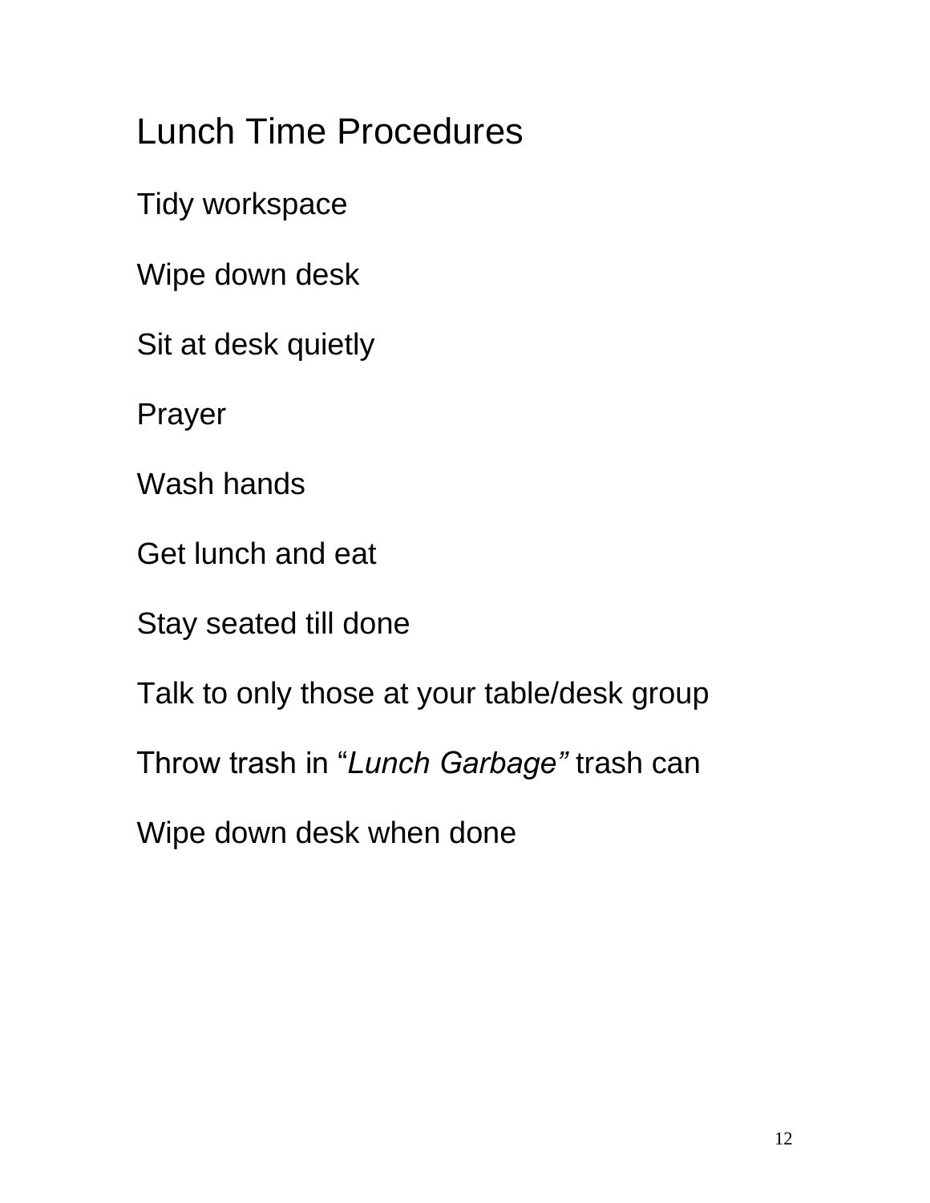# Lunch Time Procedures

Tidy workspace

Wipe down desk

Sit at desk quietly

Prayer

Wash hands

Get lunch and eat

Stay seated till done

Talk to only those at your table/desk group

Throw trash in "*Lunch Garbage"* trash can

Wipe down desk when done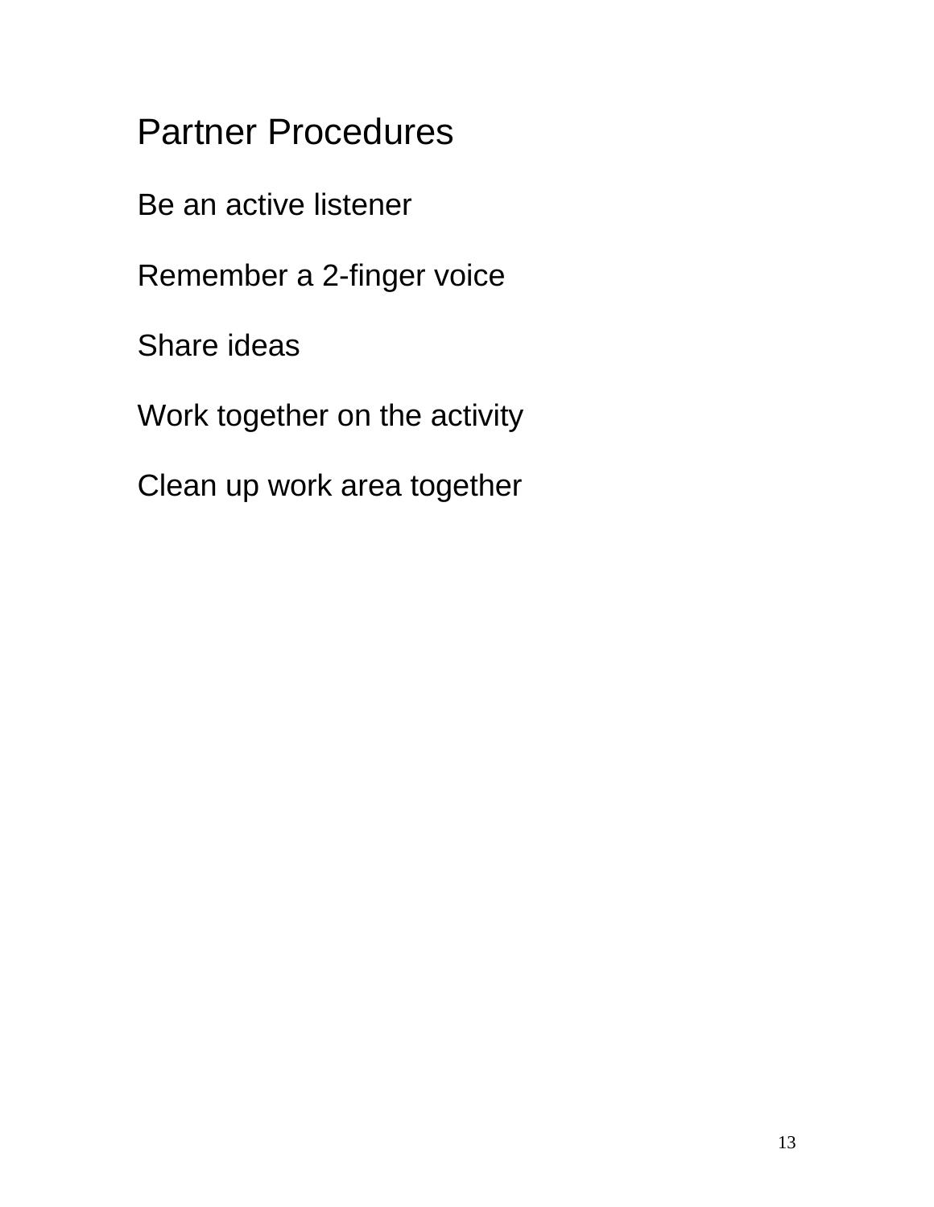# Partner Procedures

Be an active listener

Remember a 2-finger voice

Share ideas

Work together on the activity

Clean up work area together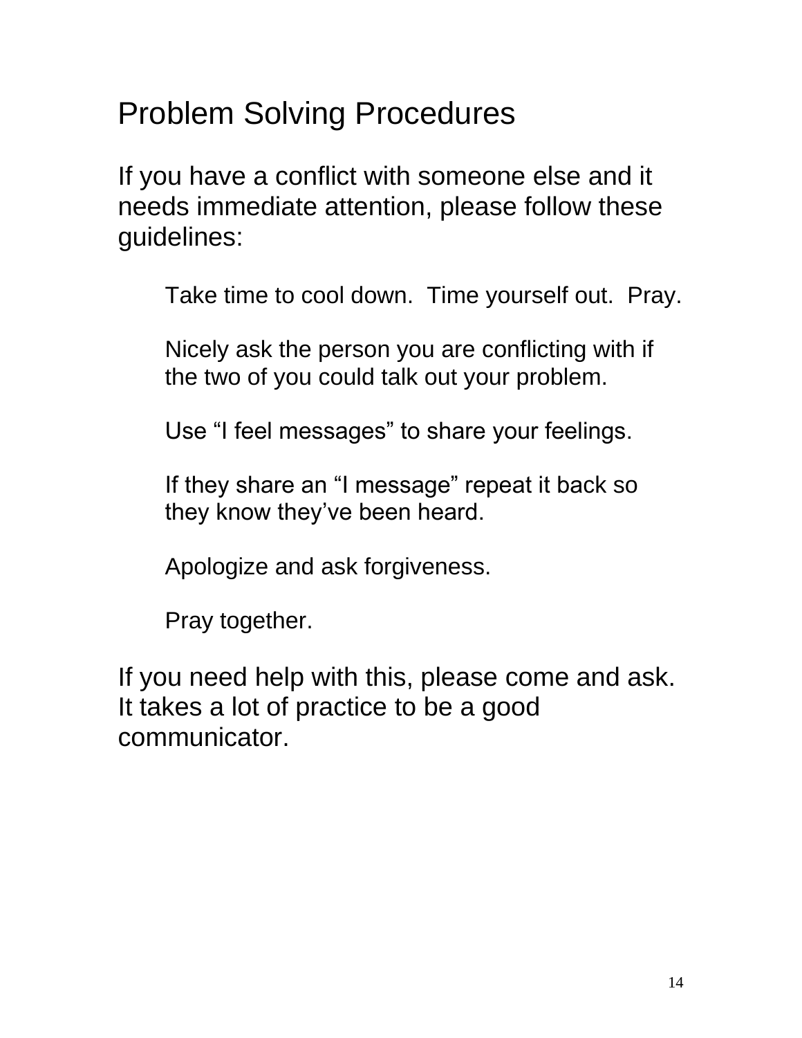# Problem Solving Procedures

If you have a conflict with someone else and it needs immediate attention, please follow these guidelines:

> Take time to cool down. Time yourself out. Pray.
>
> Nicely ask the person you are conflicting with if the two of you could talk out your problem.
>
> Use “I feel messages” to share your feelings.
>
> If they share an “I message” repeat it back so they know they’ve been heard.
>
> Apologize and ask forgiveness.
>
> Pray together.

If you need help with this, please come and ask. It takes a lot of practice to be a good communicator.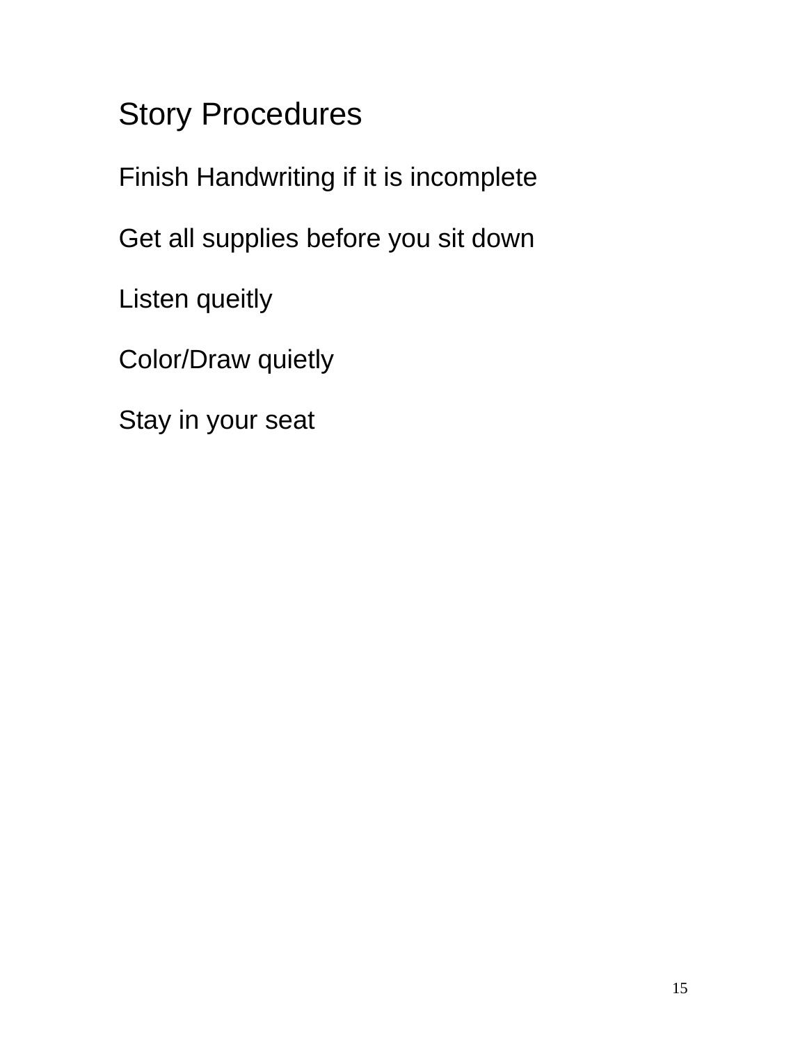# Story Procedures

Finish Handwriting if it is incomplete

Get all supplies before you sit down

Listen queitly

Color/Draw quietly

Stay in your seat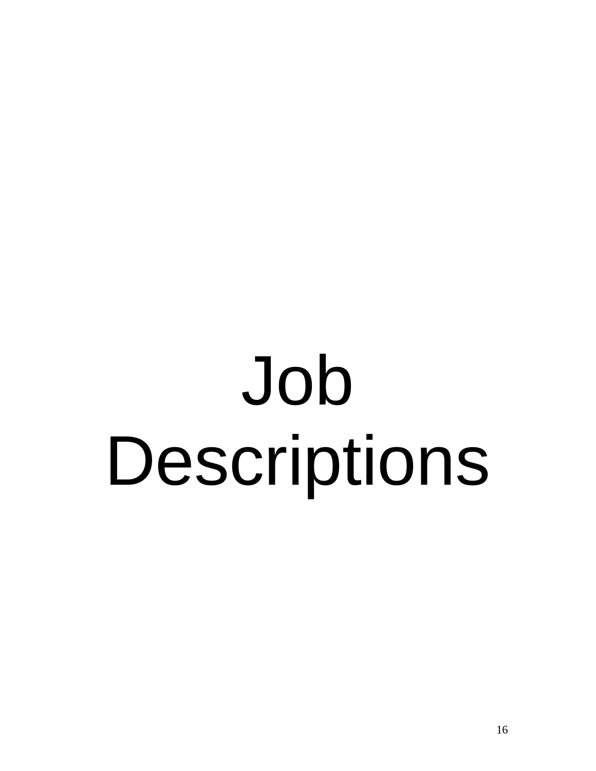# Job Descriptions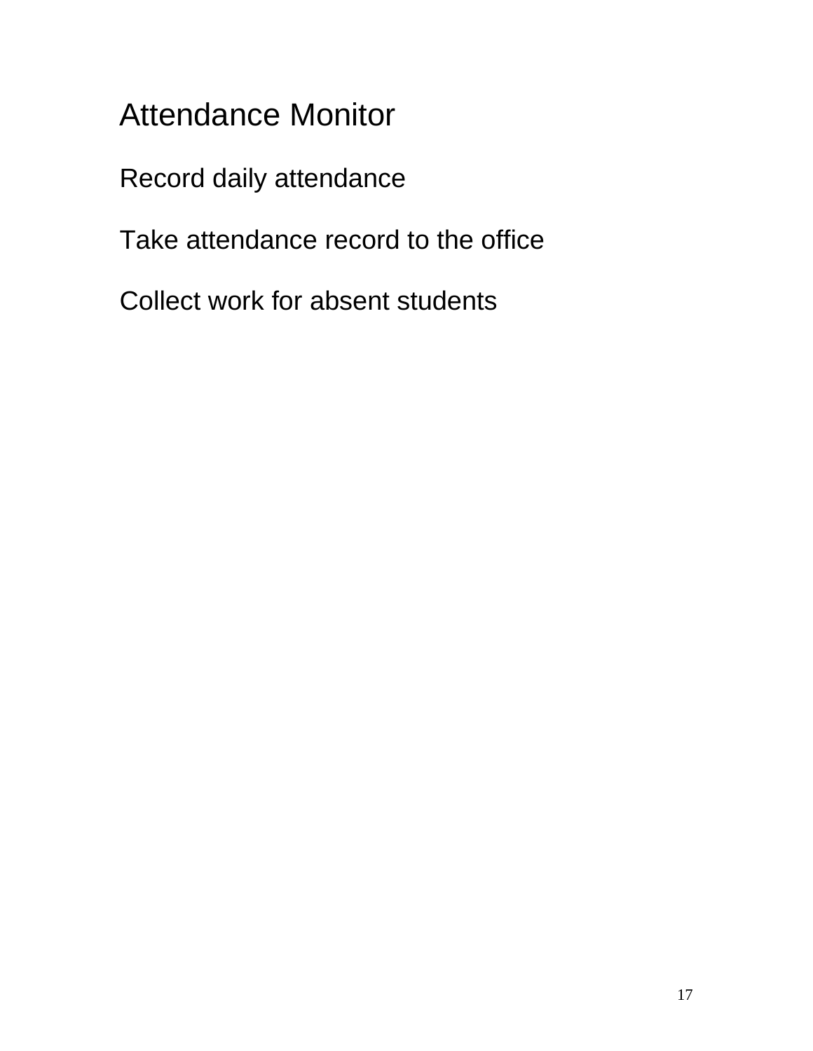# Attendance Monitor

Record daily attendance

Take attendance record to the office

Collect work for absent students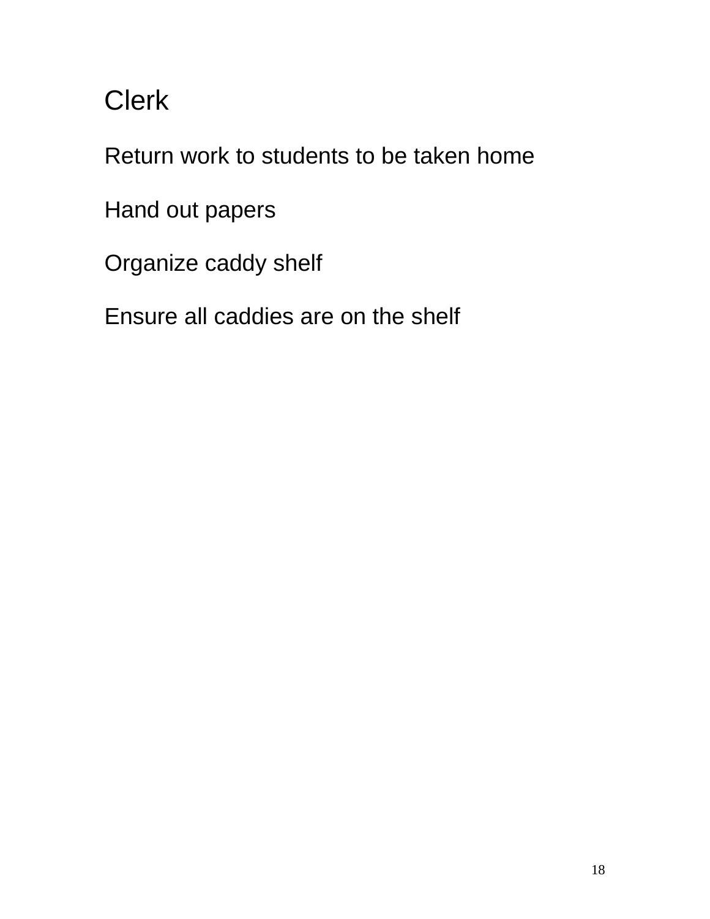# Clerk

Return work to students to be taken home

Hand out papers

Organize caddy shelf

Ensure all caddies are on the shelf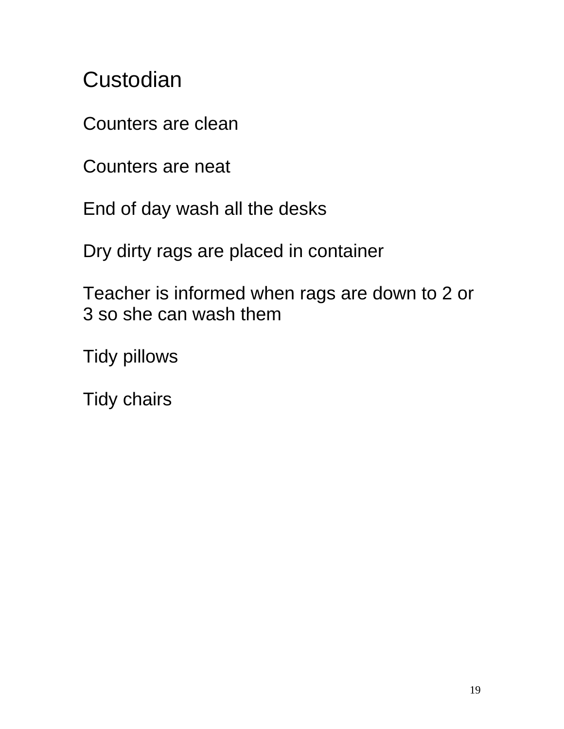# Custodian

Counters are clean

Counters are neat

End of day wash all the desks

Dry dirty rags are placed in container

Teacher is informed when rags are down to 2 or 3 so she can wash them

Tidy pillows

Tidy chairs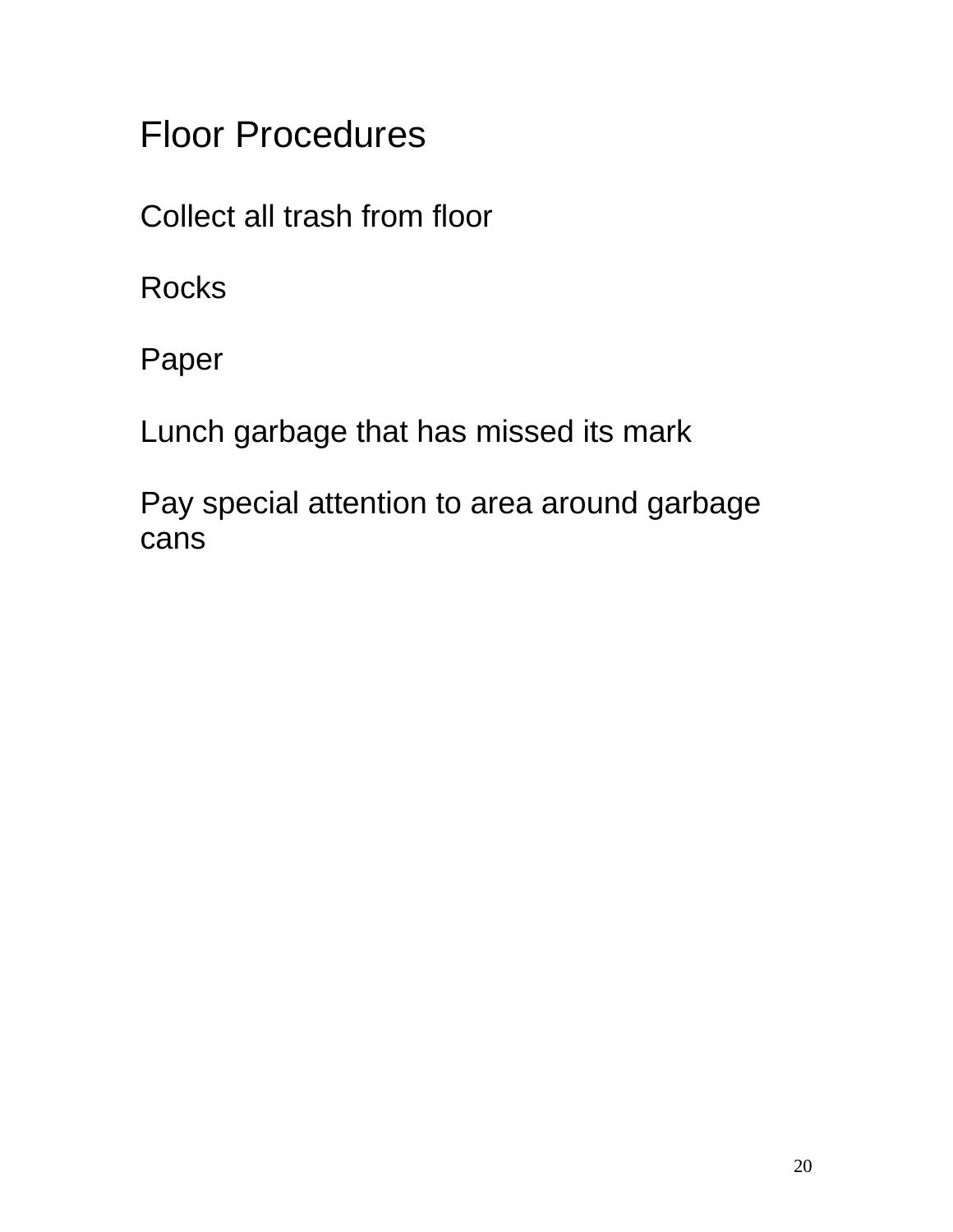# Floor Procedures

Collect all trash from floor

Rocks

Paper

Lunch garbage that has missed its mark

Pay special attention to area around garbage cans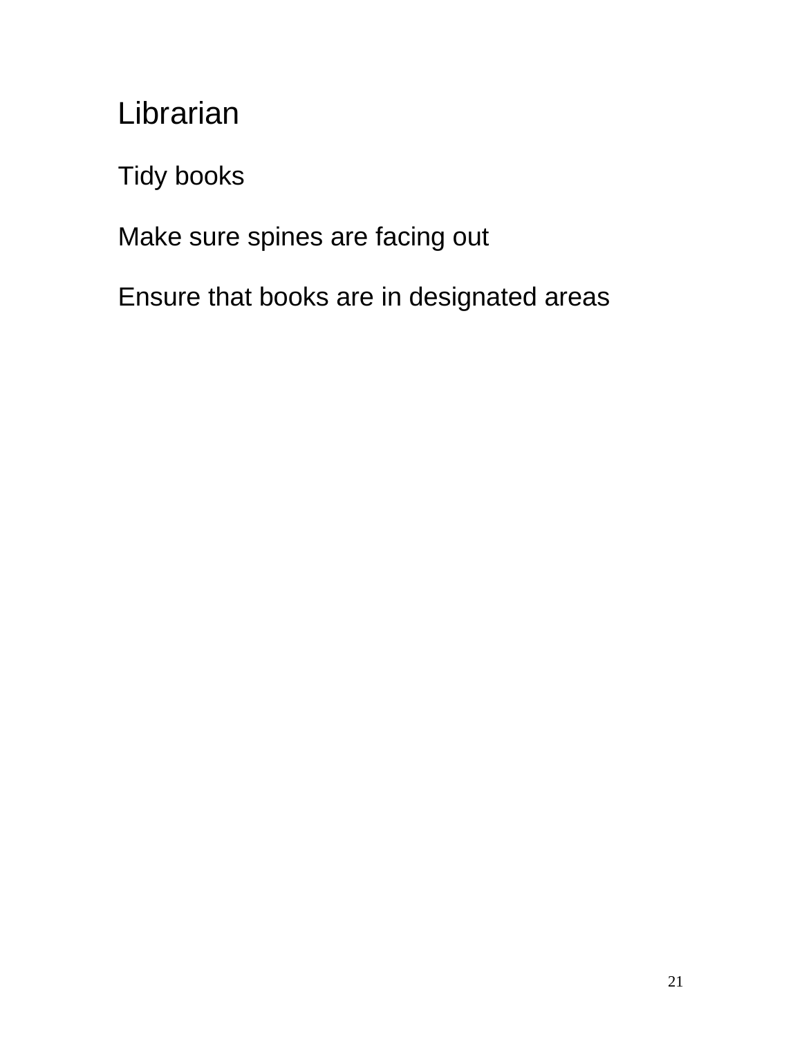# Librarian

Tidy books

Make sure spines are facing out

Ensure that books are in designated areas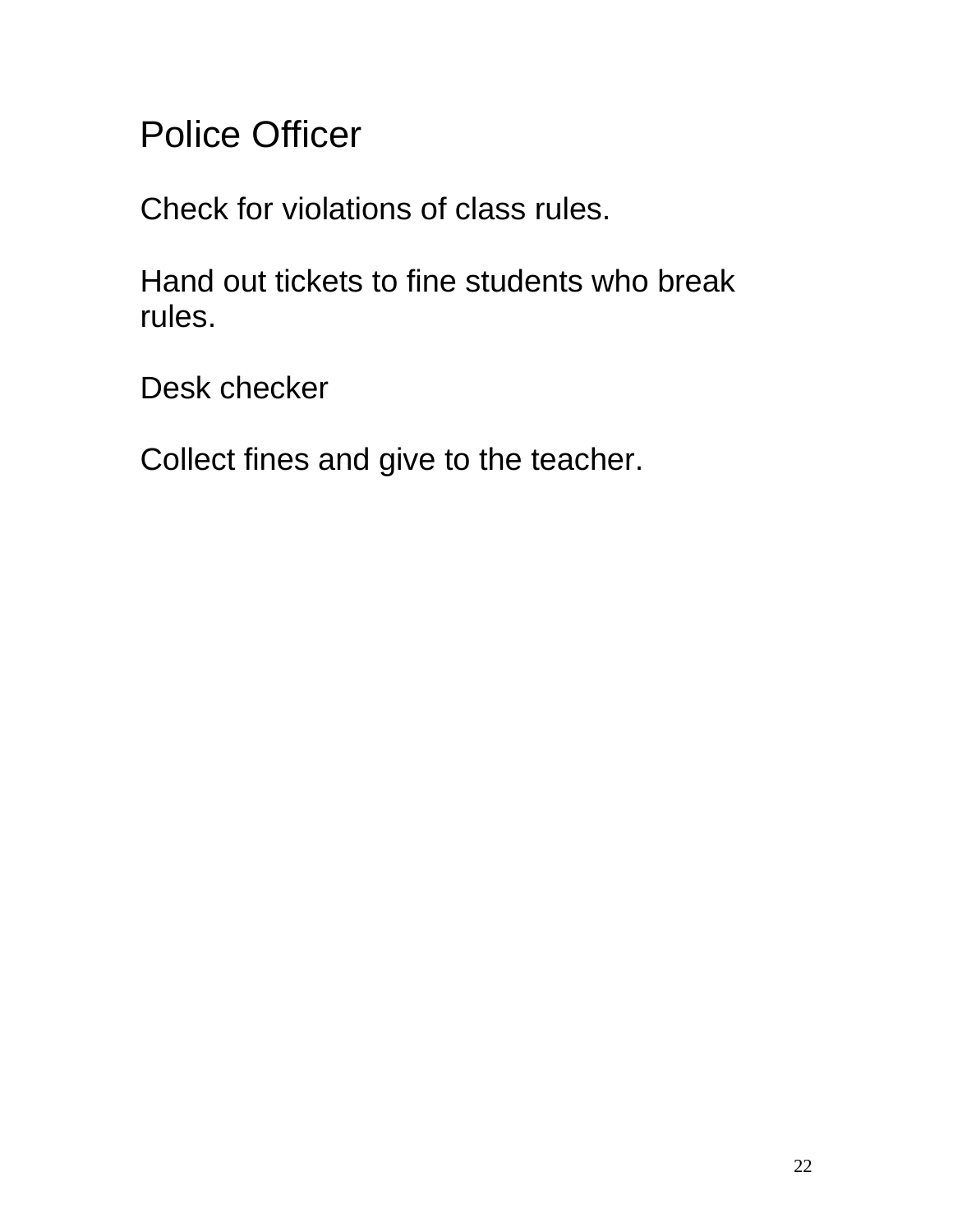# Police Officer

Check for violations of class rules.

Hand out tickets to fine students who break rules.

Desk checker

Collect fines and give to the teacher.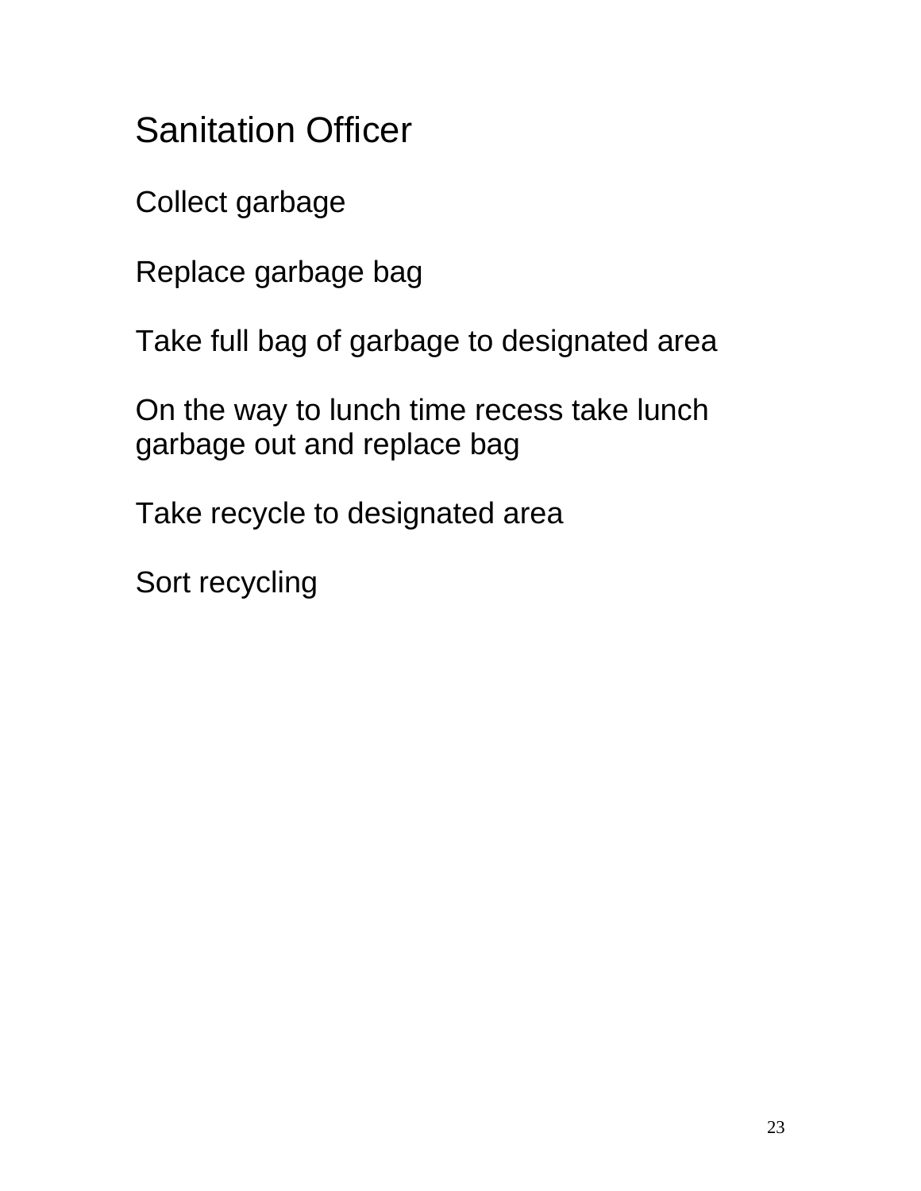# Sanitation Officer

Collect garbage

Replace garbage bag

Take full bag of garbage to designated area

On the way to lunch time recess take lunch garbage out and replace bag

Take recycle to designated area

Sort recycling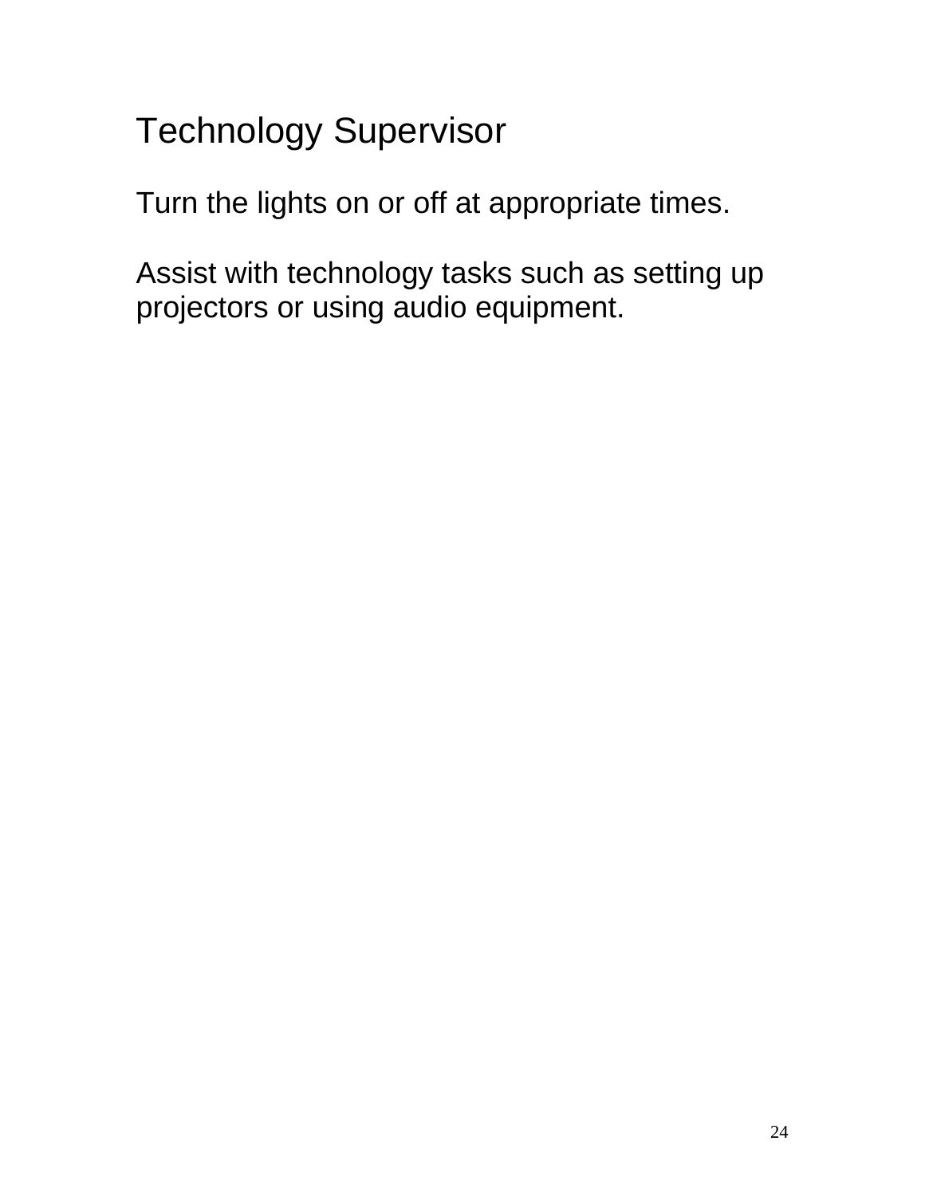# Technology Supervisor

Turn the lights on or off at appropriate times.

Assist with technology tasks such as setting up projectors or using audio equipment.